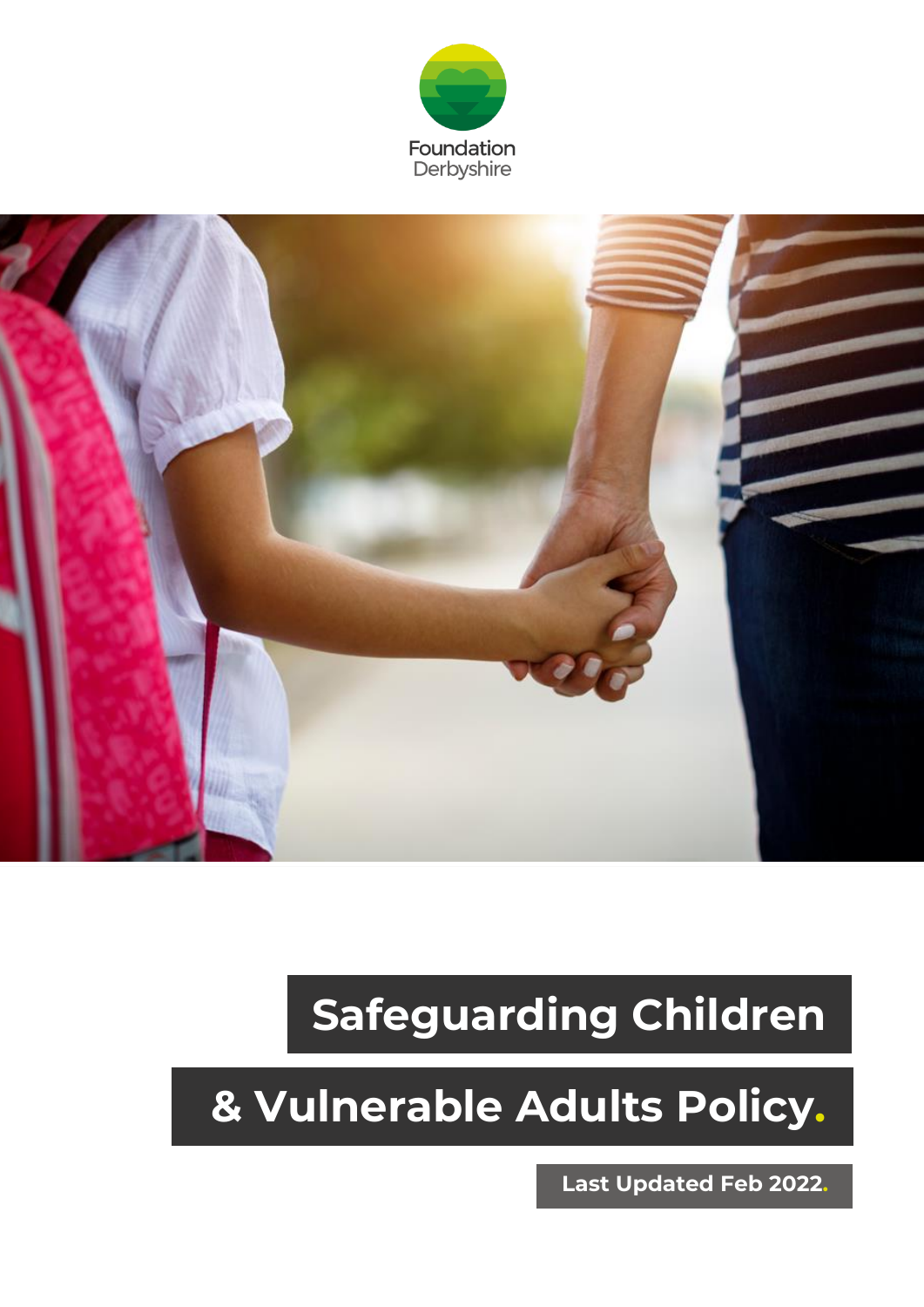Foundation Derbyshire

# Safeguarding Children & Vulnerable Adults Policy.

**Last Updated Feb 2022.**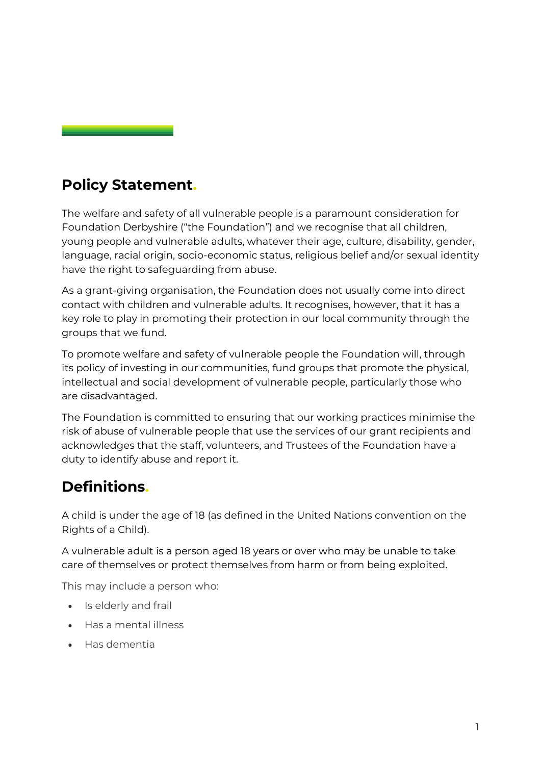## Policy Statement.

The welfare and safety of all vulnerable people is a paramount consideration for Foundation Derbyshire ("the Foundation") and we recognise that all children, young people and vulnerable adults, whatever their age, culture, disability, gender, language, racial origin, socio-economic status, religious belief and/or sexual identity have the right to safeguarding from abuse.

As a grant-giving organisation, the Foundation does not usually come into direct contact with children and vulnerable adults. It recognises, however, that it has a key role to play in promoting their protection in our local community through the groups that we fund.

To promote welfare and safety of vulnerable people the Foundation will, through its policy of investing in our communities, fund groups that promote the physical, intellectual and social development of vulnerable people, particularly those who are disadvantaged.

The Foundation is committed to ensuring that our working practices minimise the risk of abuse of vulnerable people that use the services of our grant recipients and acknowledges that the staff, volunteers, and Trustees of the Foundation have a duty to identify abuse and report it.

## Definitions.

A child is under the age of 18 (as defined in the United Nations convention on the Rights of a Child).

A vulnerable adult is a person aged 18 years or over who may be unable to take care of themselves or protect themselves from harm or from being exploited.

This may include a person who:

- Is elderly and frail
- Has a mental illness
- Has dementia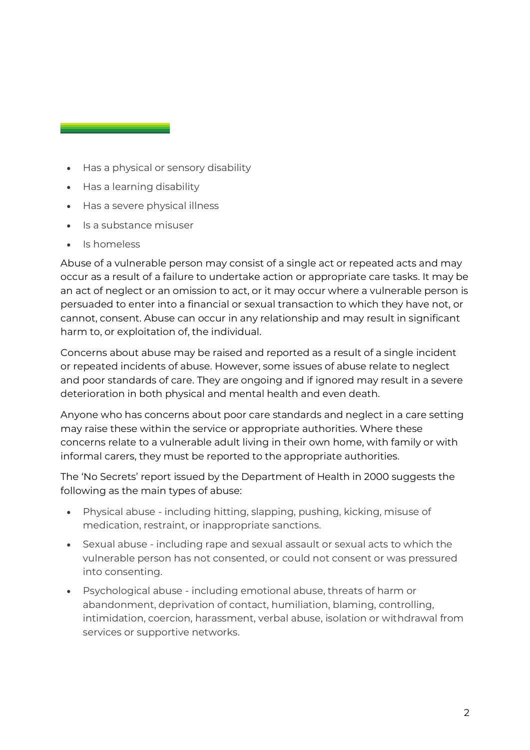- Has a physical or sensory disability
- Has a learning disability
- Has a severe physical illness
- Is a substance misuser
- Is homeless

Abuse of a vulnerable person may consist of a single act or repeated acts and may occur as a result of a failure to undertake action or appropriate care tasks. It may be an act of neglect or an omission to act, or it may occur where a vulnerable person is persuaded to enter into a financial or sexual transaction to which they have not, or cannot, consent. Abuse can occur in any relationship and may result in significant harm to, or exploitation of, the individual.

Concerns about abuse may be raised and reported as a result of a single incident or repeated incidents of abuse. However, some issues of abuse relate to neglect and poor standards of care. They are ongoing and if ignored may result in a severe deterioration in both physical and mental health and even death.

Anyone who has concerns about poor care standards and neglect in a care setting may raise these within the service or appropriate authorities. Where these concerns relate to a vulnerable adult living in their own home, with family or with informal carers, they must be reported to the appropriate authorities.

The 'No Secrets' report issued by the Department of Health in 2000 suggests the following as the main types of abuse:

- Physical abuse - including hitting, slapping, pushing, kicking, misuse of medication, restraint, or inappropriate sanctions.
- Sexual abuse - including rape and sexual assault or sexual acts to which the vulnerable person has not consented, or could not consent or was pressured into consenting.
- Psychological abuse - including emotional abuse, threats of harm or abandonment, deprivation of contact, humiliation, blaming, controlling, intimidation, coercion, harassment, verbal abuse, isolation or withdrawal from services or supportive networks.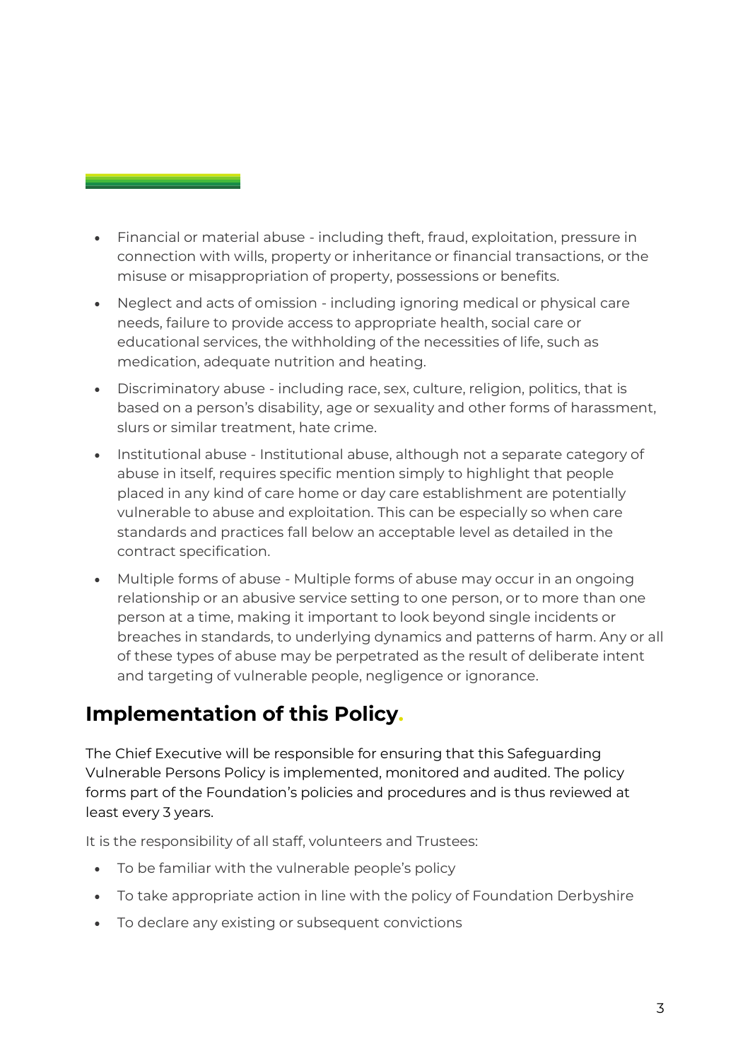- Financial or material abuse - including theft, fraud, exploitation, pressure in connection with wills, property or inheritance or financial transactions, or the misuse or misappropriation of property, possessions or benefits.
- Neglect and acts of omission - including ignoring medical or physical care needs, failure to provide access to appropriate health, social care or educational services, the withholding of the necessities of life, such as medication, adequate nutrition and heating.
- Discriminatory abuse - including race, sex, culture, religion, politics, that is based on a person's disability, age or sexuality and other forms of harassment, slurs or similar treatment, hate crime.
- Institutional abuse - Institutional abuse, although not a separate category of abuse in itself, requires specific mention simply to highlight that people placed in any kind of care home or day care establishment are potentially vulnerable to abuse and exploitation. This can be especially so when care standards and practices fall below an acceptable level as detailed in the contract specification.
- Multiple forms of abuse - Multiple forms of abuse may occur in an ongoing relationship or an abusive service setting to one person, or to more than one person at a time, making it important to look beyond single incidents or breaches in standards, to underlying dynamics and patterns of harm. Any or all of these types of abuse may be perpetrated as the result of deliberate intent and targeting of vulnerable people, negligence or ignorance.

## Implementation of this Policy.

The Chief Executive will be responsible for ensuring that this Safeguarding Vulnerable Persons Policy is implemented, monitored and audited. The policy forms part of the Foundation's policies and procedures and is thus reviewed at least every 3 years.

It is the responsibility of all staff, volunteers and Trustees:

- To be familiar with the vulnerable people's policy
- To take appropriate action in line with the policy of Foundation Derbyshire
- To declare any existing or subsequent convictions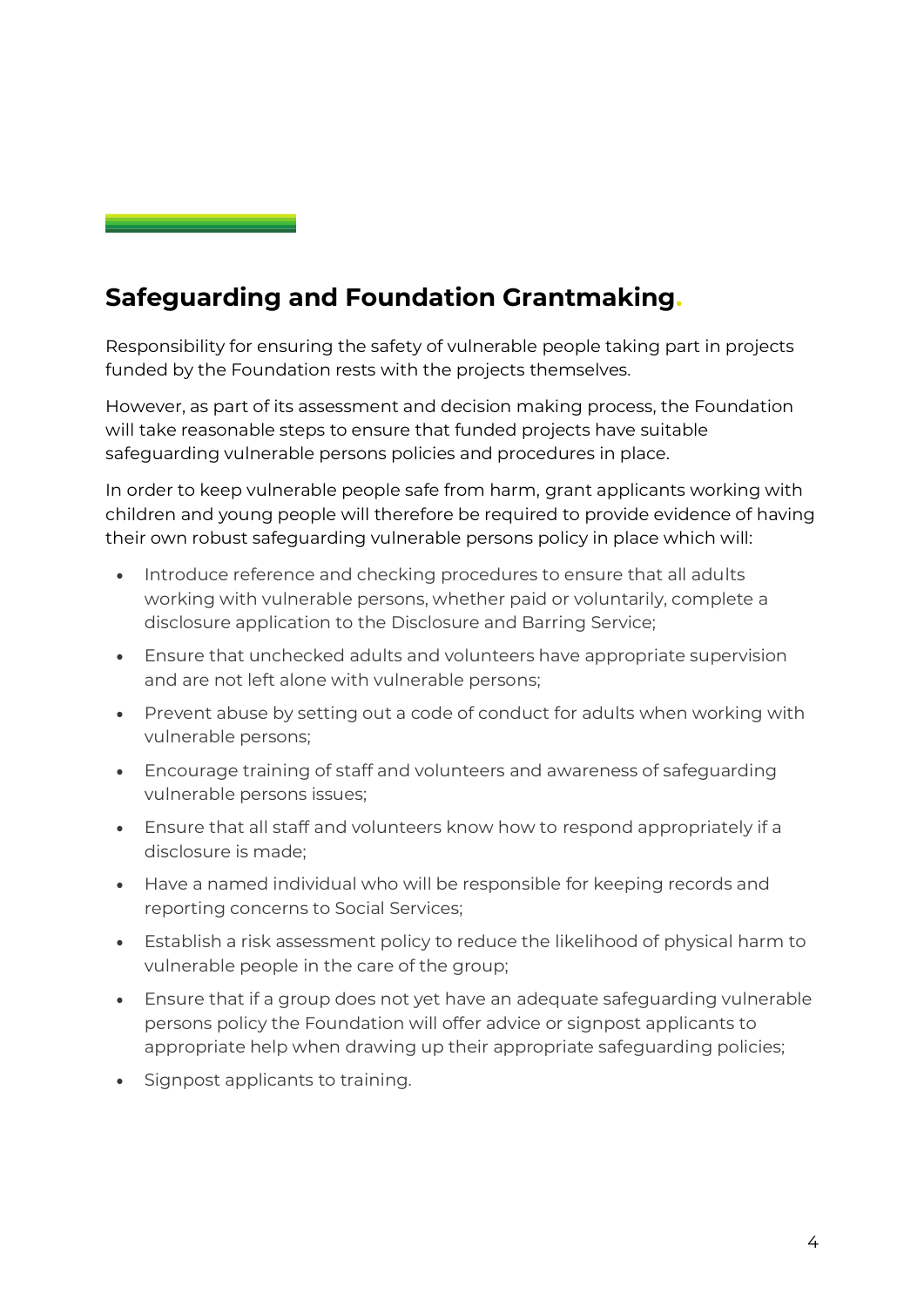## Safeguarding and Foundation Grantmaking.

Responsibility for ensuring the safety of vulnerable people taking part in projects funded by the Foundation rests with the projects themselves.

However, as part of its assessment and decision making process, the Foundation will take reasonable steps to ensure that funded projects have suitable safeguarding vulnerable persons policies and procedures in place.

In order to keep vulnerable people safe from harm, grant applicants working with children and young people will therefore be required to provide evidence of having their own robust safeguarding vulnerable persons policy in place which will:

- Introduce reference and checking procedures to ensure that all adults working with vulnerable persons, whether paid or voluntarily, complete a disclosure application to the Disclosure and Barring Service;
- Ensure that unchecked adults and volunteers have appropriate supervision and are not left alone with vulnerable persons;
- Prevent abuse by setting out a code of conduct for adults when working with vulnerable persons;
- Encourage training of staff and volunteers and awareness of safeguarding vulnerable persons issues;
- Ensure that all staff and volunteers know how to respond appropriately if a disclosure is made;
- Have a named individual who will be responsible for keeping records and reporting concerns to Social Services;
- Establish a risk assessment policy to reduce the likelihood of physical harm to vulnerable people in the care of the group;
- Ensure that if a group does not yet have an adequate safeguarding vulnerable persons policy the Foundation will offer advice or signpost applicants to appropriate help when drawing up their appropriate safeguarding policies;
- Signpost applicants to training.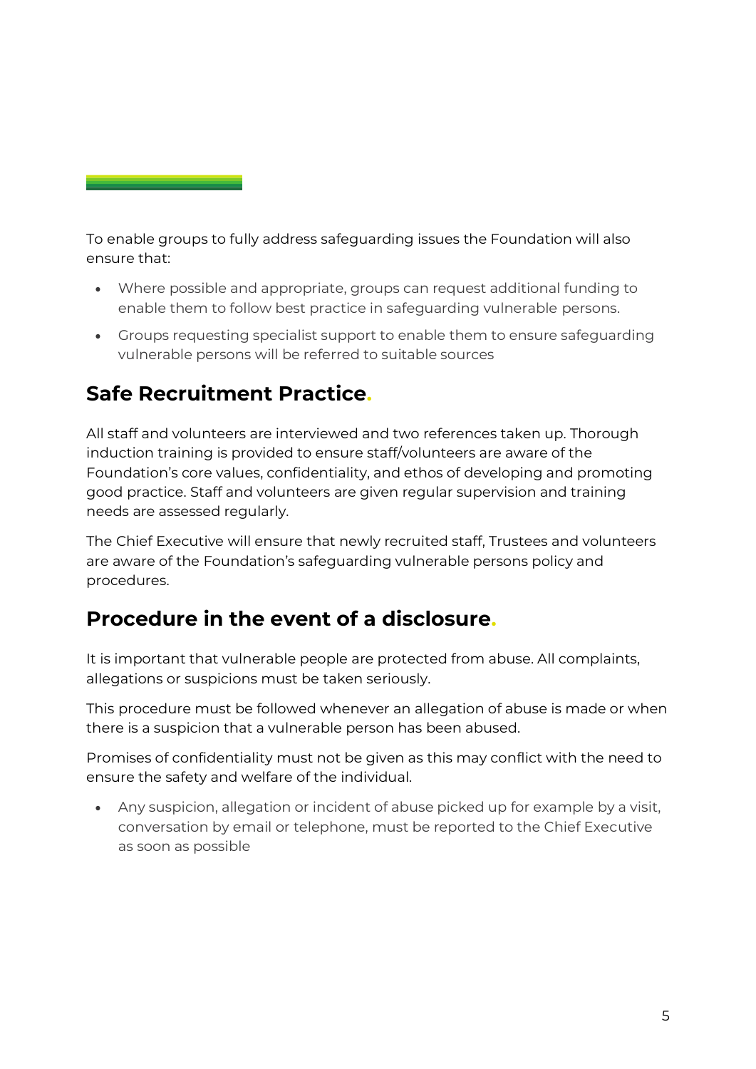To enable groups to fully address safeguarding issues the Foundation will also ensure that:

- Where possible and appropriate, groups can request additional funding to enable them to follow best practice in safeguarding vulnerable persons.
- Groups requesting specialist support to enable them to ensure safeguarding vulnerable persons will be referred to suitable sources

## Safe Recruitment Practice.

All staff and volunteers are interviewed and two references taken up. Thorough induction training is provided to ensure staff/volunteers are aware of the Foundation's core values, confidentiality, and ethos of developing and promoting good practice. Staff and volunteers are given regular supervision and training needs are assessed regularly.

The Chief Executive will ensure that newly recruited staff, Trustees and volunteers are aware of the Foundation's safeguarding vulnerable persons policy and procedures.

## Procedure in the event of a disclosure.

It is important that vulnerable people are protected from abuse. All complaints, allegations or suspicions must be taken seriously.

This procedure must be followed whenever an allegation of abuse is made or when there is a suspicion that a vulnerable person has been abused.

Promises of confidentiality must not be given as this may conflict with the need to ensure the safety and welfare of the individual.

- Any suspicion, allegation or incident of abuse picked up for example by a visit, conversation by email or telephone, must be reported to the Chief Executive as soon as possible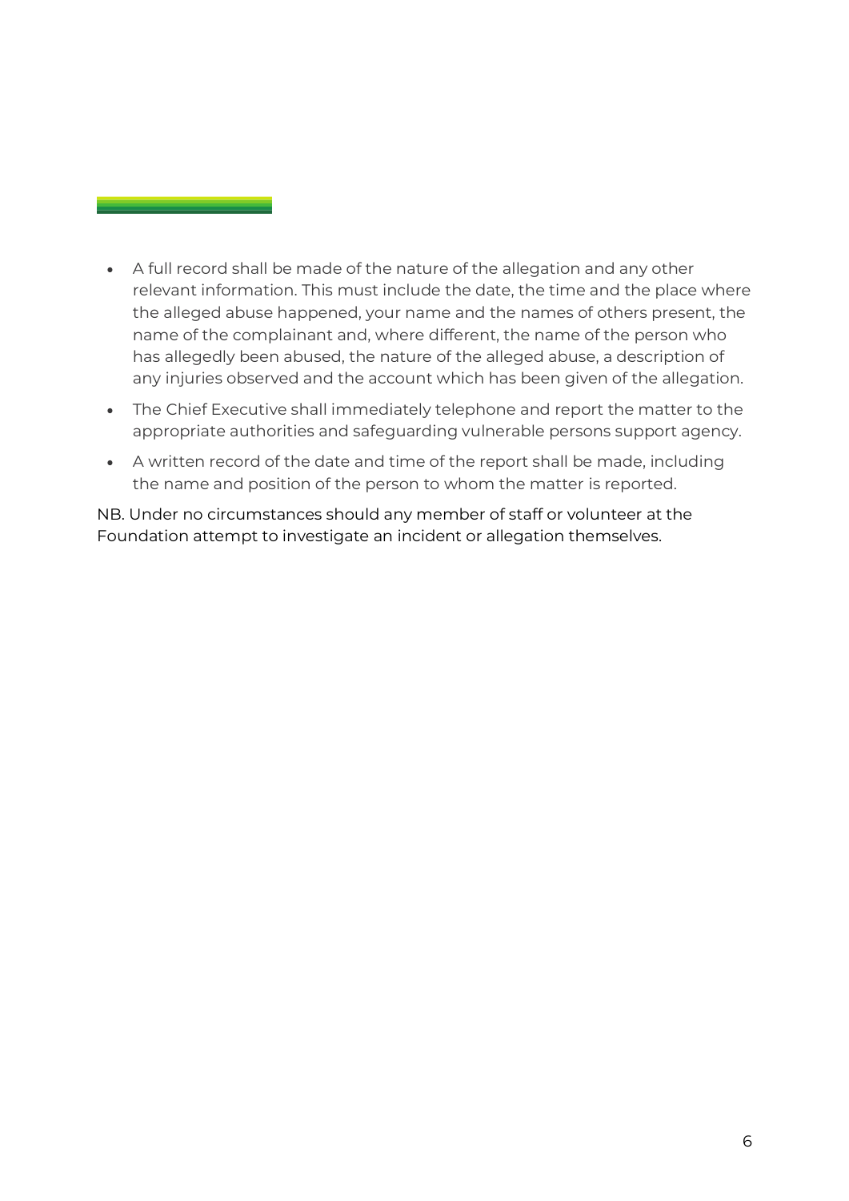- A full record shall be made of the nature of the allegation and any other relevant information. This must include the date, the time and the place where the alleged abuse happened, your name and the names of others present, the name of the complainant and, where different, the name of the person who has allegedly been abused, the nature of the alleged abuse, a description of any injuries observed and the account which has been given of the allegation.
- The Chief Executive shall immediately telephone and report the matter to the appropriate authorities and safeguarding vulnerable persons support agency.
- A written record of the date and time of the report shall be made, including the name and position of the person to whom the matter is reported.

NB. Under no circumstances should any member of staff or volunteer at the Foundation attempt to investigate an incident or allegation themselves.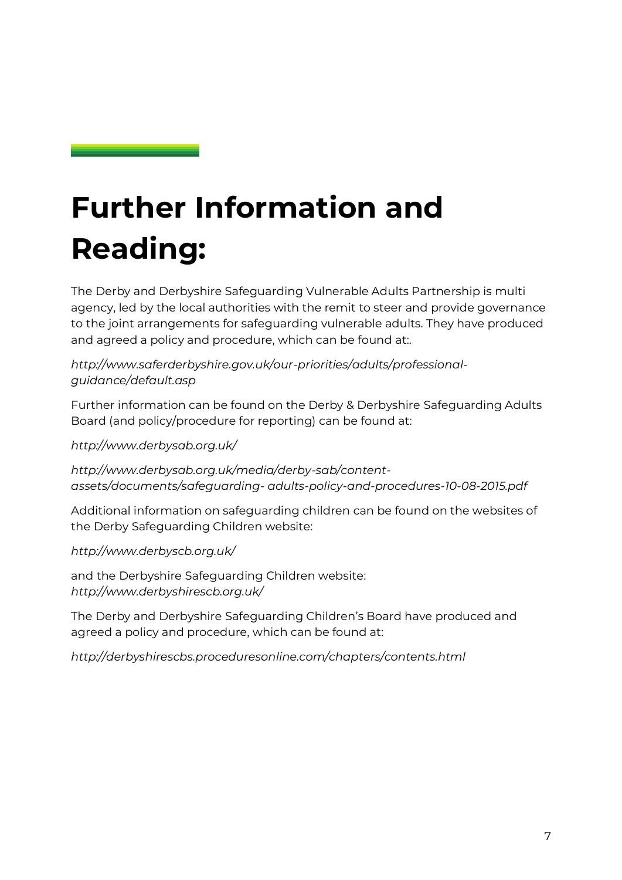# Further Information and Reading:

The Derby and Derbyshire Safeguarding Vulnerable Adults Partnership is multi agency, led by the local authorities with the remit to steer and provide governance to the joint arrangements for safeguarding vulnerable adults. They have produced and agreed a policy and procedure, which can be found at:.

*http://www.saferderbyshire.gov.uk/our-priorities/adults/professional-guidance/default.asp*

Further information can be found on the Derby & Derbyshire Safeguarding Adults Board (and policy/procedure for reporting) can be found at:

*http://www.derbysab.org.uk/*

*http://www.derbysab.org.uk/media/derby-sab/content-assets/documents/safeguarding- adults-policy-and-procedures-10-08-2015.pdf*

Additional information on safeguarding children can be found on the websites of the Derby Safeguarding Children website:

*http://www.derbyscb.org.uk/*

and the Derbyshire Safeguarding Children website:
*http://www.derbyshirescb.org.uk/*

The Derby and Derbyshire Safeguarding Children's Board have produced and agreed a policy and procedure, which can be found at:

*http://derbyshirescbs.proceduresonline.com/chapters/contents.html*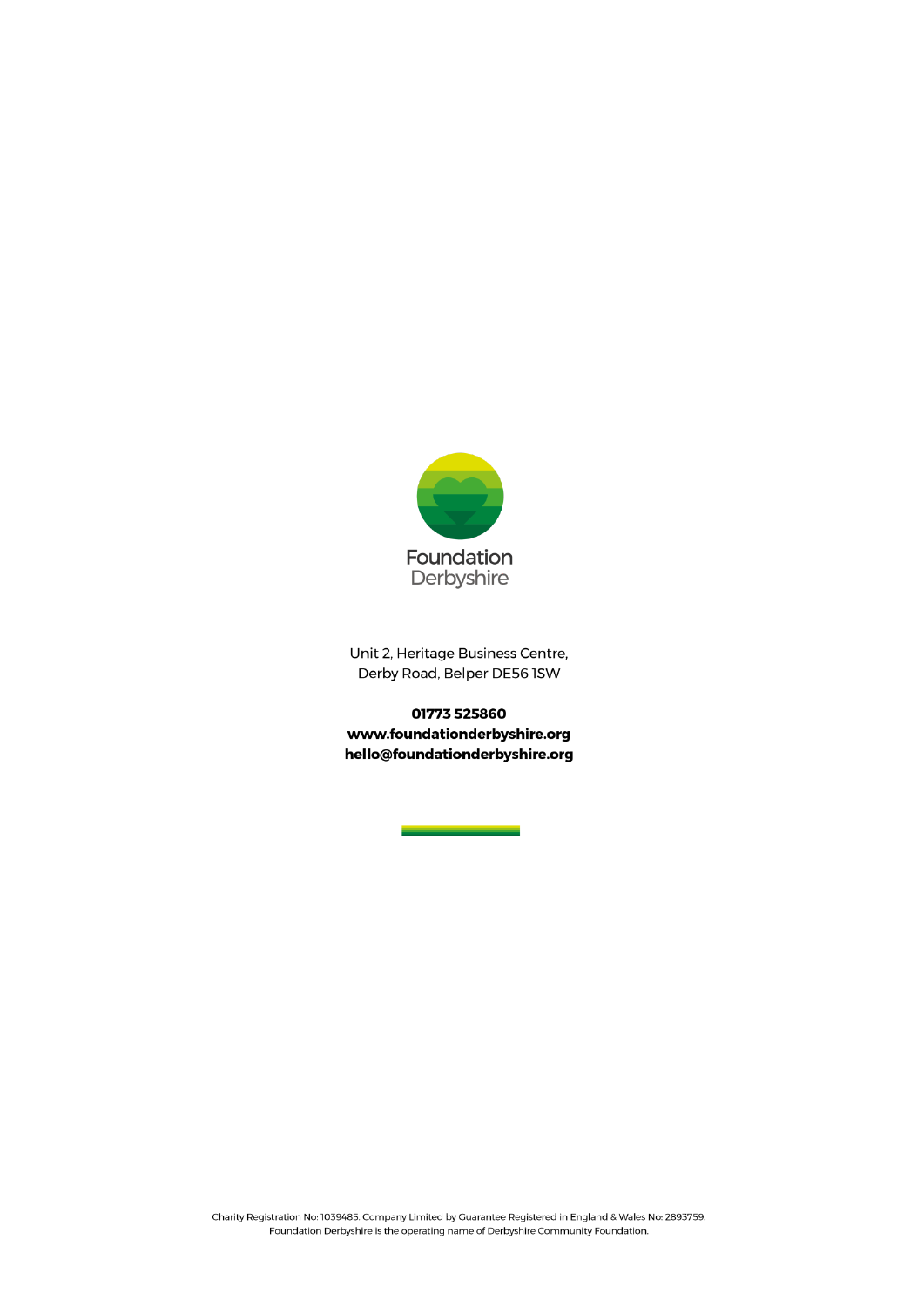Foundation Derbyshire

Unit 2, Heritage Business Centre,
Derby Road, Belper DE56 1SW

**01773 525860**
**www.foundationderbyshire.org**
**hello@foundationderbyshire.org**

Charity Registration No: 1039485. Company Limited by Guarantee Registered in England & Wales No: 2893759.
Foundation Derbyshire is the operating name of Derbyshire Community Foundation.